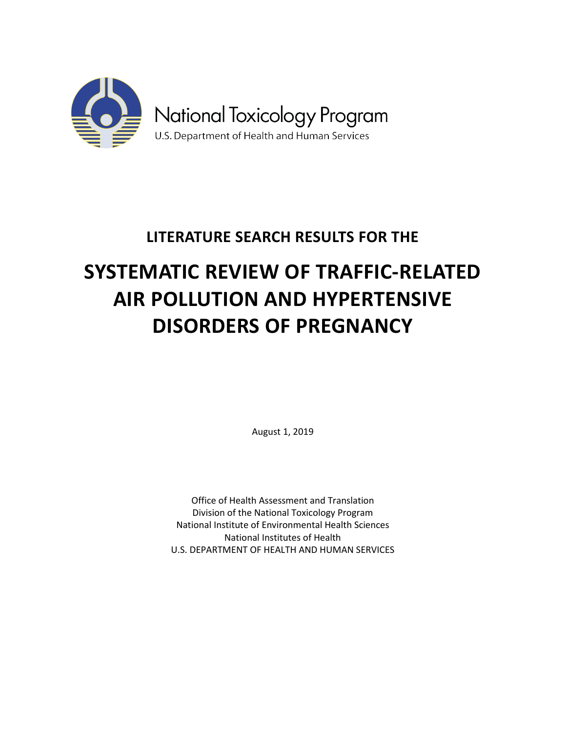National Toxicology Program
U.S. Department of Health and Human Services

**LITERATURE SEARCH RESULTS FOR THE**

# SYSTEMATIC REVIEW OF TRAFFIC-RELATED AIR POLLUTION AND HYPERTENSIVE DISORDERS OF PREGNANCY

August 1, 2019

Office of Health Assessment and Translation
Division of the National Toxicology Program
National Institute of Environmental Health Sciences
National Institutes of Health
U.S. DEPARTMENT OF HEALTH AND HUMAN SERVICES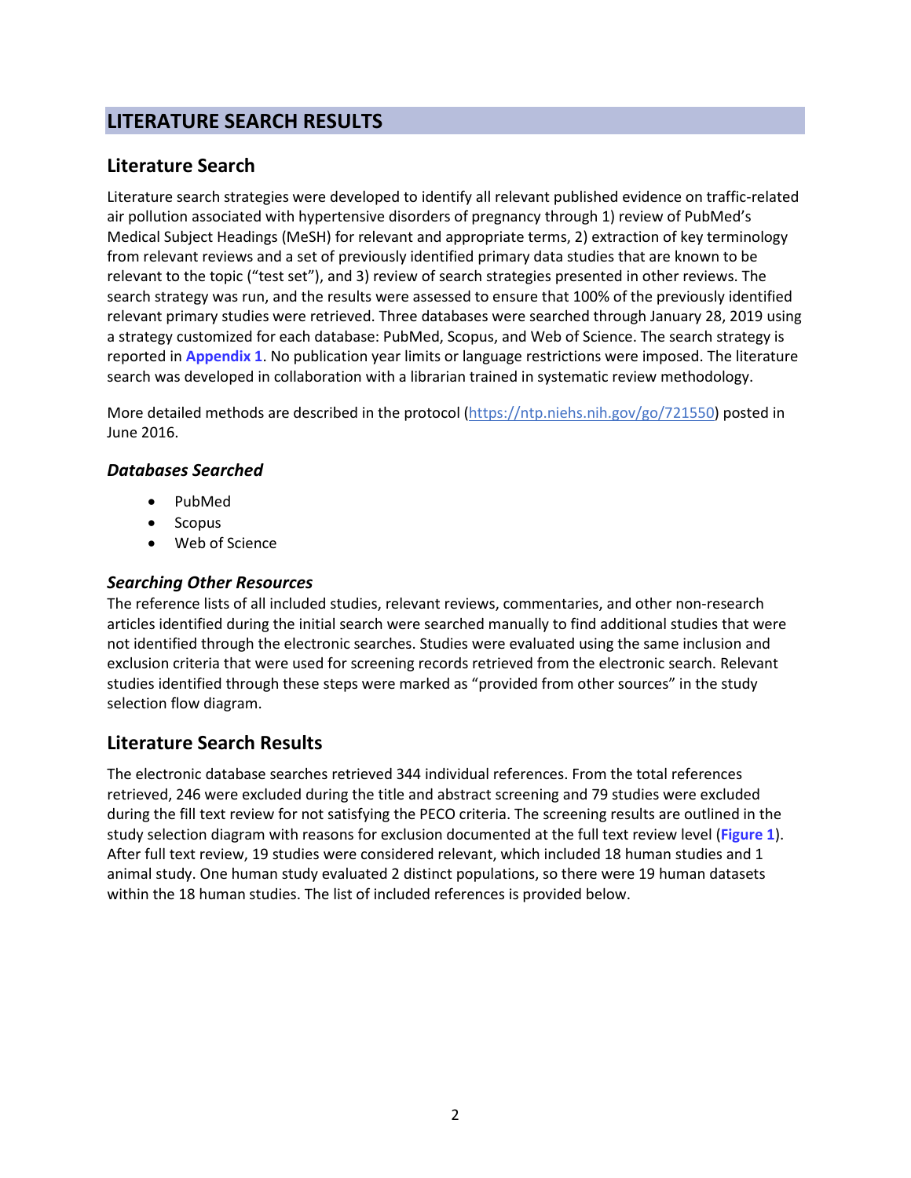# LITERATURE SEARCH RESULTS

## Literature Search

Literature search strategies were developed to identify all relevant published evidence on traffic-related air pollution associated with hypertensive disorders of pregnancy through 1) review of PubMed's Medical Subject Headings (MeSH) for relevant and appropriate terms, 2) extraction of key terminology from relevant reviews and a set of previously identified primary data studies that are known to be relevant to the topic ("test set"), and 3) review of search strategies presented in other reviews. The search strategy was run, and the results were assessed to ensure that 100% of the previously identified relevant primary studies were retrieved. Three databases were searched through January 28, 2019 using a strategy customized for each database: PubMed, Scopus, and Web of Science. The search strategy is reported in **Appendix 1**. No publication year limits or language restrictions were imposed. The literature search was developed in collaboration with a librarian trained in systematic review methodology.

More detailed methods are described in the protocol (https://ntp.niehs.nih.gov/go/721550) posted in June 2016.

### *Databases Searched*

- PubMed
- Scopus
- Web of Science

### *Searching Other Resources*

The reference lists of all included studies, relevant reviews, commentaries, and other non-research articles identified during the initial search were searched manually to find additional studies that were not identified through the electronic searches. Studies were evaluated using the same inclusion and exclusion criteria that were used for screening records retrieved from the electronic search. Relevant studies identified through these steps were marked as "provided from other sources" in the study selection flow diagram.

## Literature Search Results

The electronic database searches retrieved 344 individual references. From the total references retrieved, 246 were excluded during the title and abstract screening and 79 studies were excluded during the fill text review for not satisfying the PECO criteria. The screening results are outlined in the study selection diagram with reasons for exclusion documented at the full text review level (**Figure 1**). After full text review, 19 studies were considered relevant, which included 18 human studies and 1 animal study. One human study evaluated 2 distinct populations, so there were 19 human datasets within the 18 human studies. The list of included references is provided below.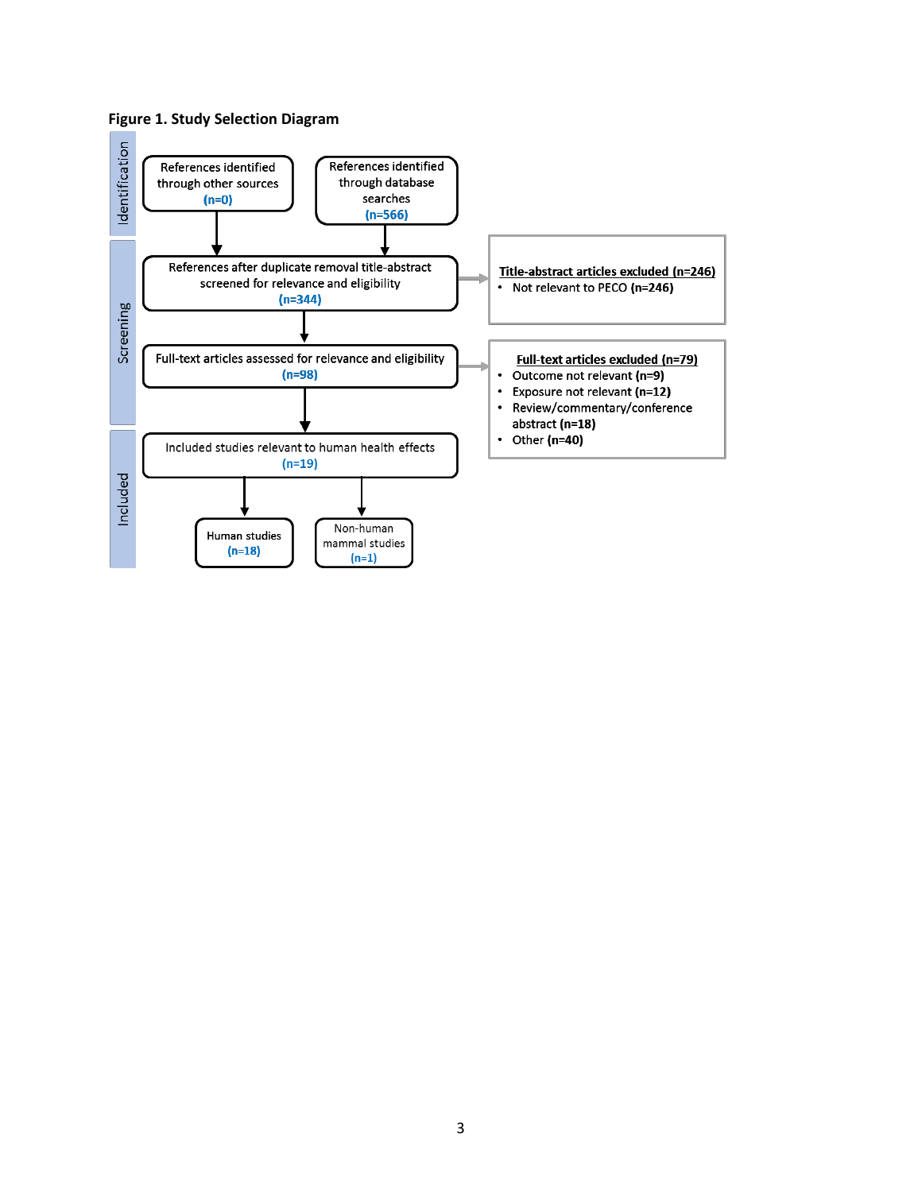**Figure 1. Study Selection Diagram**

**Identification**

- References identified through other sources (n=0)
- References identified through database searches (n=566)

**Screening**

- References after duplicate removal title-abstract screened for relevance and eligibility (n=344)
  - **Title-abstract articles excluded (n=246)**
    - Not relevant to PECO **(n=246)**
- Full-text articles assessed for relevance and eligibility (n=98)
  - **Full-text articles excluded (n=79)**
    - Outcome not relevant **(n=9)**
    - Exposure not relevant **(n=12)**
    - Review/commentary/conference abstract **(n=18)**
    - Other **(n=40)**

**Included**

- Included studies relevant to human health effects (n=19)
  - Human studies (n=18)
  - Non-human mammal studies (n=1)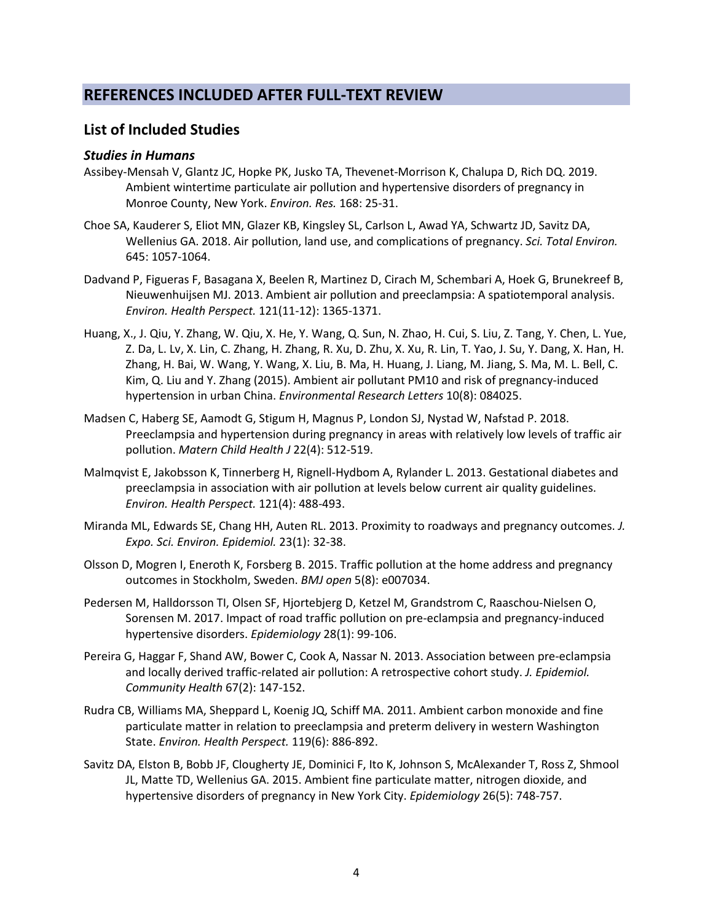## REFERENCES INCLUDED AFTER FULL-TEXT REVIEW

### List of Included Studies

#### *Studies in Humans*

Assibey-Mensah V, Glantz JC, Hopke PK, Jusko TA, Thevenet-Morrison K, Chalupa D, Rich DQ. 2019. Ambient wintertime particulate air pollution and hypertensive disorders of pregnancy in Monroe County, New York. *Environ. Res.* 168: 25-31.

Choe SA, Kauderer S, Eliot MN, Glazer KB, Kingsley SL, Carlson L, Awad YA, Schwartz JD, Savitz DA, Wellenius GA. 2018. Air pollution, land use, and complications of pregnancy. *Sci. Total Environ.* 645: 1057-1064.

Dadvand P, Figueras F, Basagana X, Beelen R, Martinez D, Cirach M, Schembari A, Hoek G, Brunekreef B, Nieuwenhuijsen MJ. 2013. Ambient air pollution and preeclampsia: A spatiotemporal analysis. *Environ. Health Perspect.* 121(11-12): 1365-1371.

Huang, X., J. Qiu, Y. Zhang, W. Qiu, X. He, Y. Wang, Q. Sun, N. Zhao, H. Cui, S. Liu, Z. Tang, Y. Chen, L. Yue, Z. Da, L. Lv, X. Lin, C. Zhang, H. Zhang, R. Xu, D. Zhu, X. Xu, R. Lin, T. Yao, J. Su, Y. Dang, X. Han, H. Zhang, H. Bai, W. Wang, Y. Wang, X. Liu, B. Ma, H. Huang, J. Liang, M. Jiang, S. Ma, M. L. Bell, C. Kim, Q. Liu and Y. Zhang (2015). Ambient air pollutant PM10 and risk of pregnancy-induced hypertension in urban China. *Environmental Research Letters* 10(8): 084025.

Madsen C, Haberg SE, Aamodt G, Stigum H, Magnus P, London SJ, Nystad W, Nafstad P. 2018. Preeclampsia and hypertension during pregnancy in areas with relatively low levels of traffic air pollution. *Matern Child Health J* 22(4): 512-519.

Malmqvist E, Jakobsson K, Tinnerberg H, Rignell-Hydbom A, Rylander L. 2013. Gestational diabetes and preeclampsia in association with air pollution at levels below current air quality guidelines. *Environ. Health Perspect.* 121(4): 488-493.

Miranda ML, Edwards SE, Chang HH, Auten RL. 2013. Proximity to roadways and pregnancy outcomes. *J. Expo. Sci. Environ. Epidemiol.* 23(1): 32-38.

Olsson D, Mogren I, Eneroth K, Forsberg B. 2015. Traffic pollution at the home address and pregnancy outcomes in Stockholm, Sweden. *BMJ open* 5(8): e007034.

Pedersen M, Halldorsson TI, Olsen SF, Hjortebjerg D, Ketzel M, Grandstrom C, Raaschou-Nielsen O, Sorensen M. 2017. Impact of road traffic pollution on pre-eclampsia and pregnancy-induced hypertensive disorders. *Epidemiology* 28(1): 99-106.

Pereira G, Haggar F, Shand AW, Bower C, Cook A, Nassar N. 2013. Association between pre-eclampsia and locally derived traffic-related air pollution: A retrospective cohort study. *J. Epidemiol. Community Health* 67(2): 147-152.

Rudra CB, Williams MA, Sheppard L, Koenig JQ, Schiff MA. 2011. Ambient carbon monoxide and fine particulate matter in relation to preeclampsia and preterm delivery in western Washington State. *Environ. Health Perspect.* 119(6): 886-892.

Savitz DA, Elston B, Bobb JF, Clougherty JE, Dominici F, Ito K, Johnson S, McAlexander T, Ross Z, Shmool JL, Matte TD, Wellenius GA. 2015. Ambient fine particulate matter, nitrogen dioxide, and hypertensive disorders of pregnancy in New York City. *Epidemiology* 26(5): 748-757.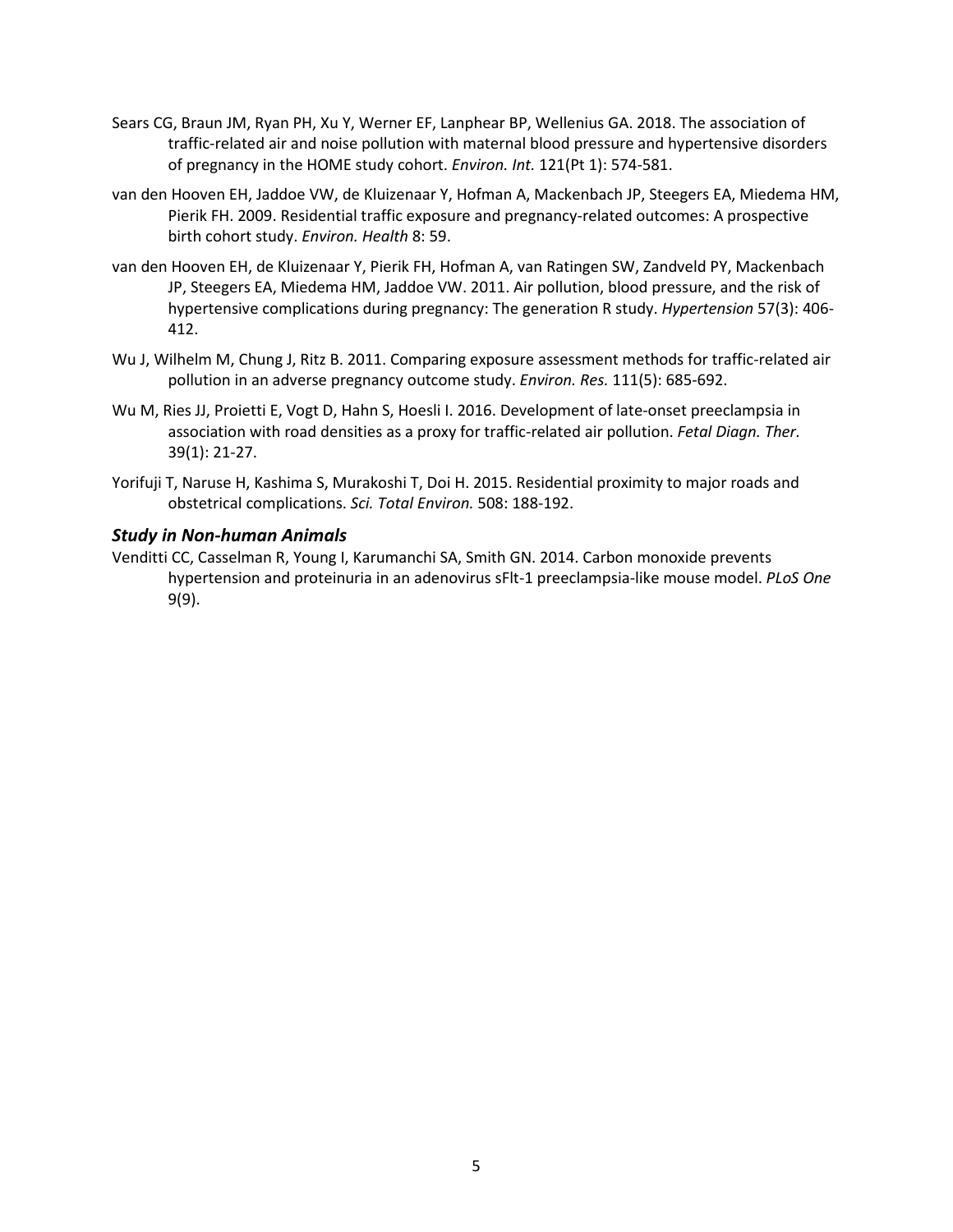Sears CG, Braun JM, Ryan PH, Xu Y, Werner EF, Lanphear BP, Wellenius GA. 2018. The association of traffic-related air and noise pollution with maternal blood pressure and hypertensive disorders of pregnancy in the HOME study cohort. *Environ. Int.* 121(Pt 1): 574-581.

van den Hooven EH, Jaddoe VW, de Kluizenaar Y, Hofman A, Mackenbach JP, Steegers EA, Miedema HM, Pierik FH. 2009. Residential traffic exposure and pregnancy-related outcomes: A prospective birth cohort study. *Environ. Health* 8: 59.

van den Hooven EH, de Kluizenaar Y, Pierik FH, Hofman A, van Ratingen SW, Zandveld PY, Mackenbach JP, Steegers EA, Miedema HM, Jaddoe VW. 2011. Air pollution, blood pressure, and the risk of hypertensive complications during pregnancy: The generation R study. *Hypertension* 57(3): 406-412.

Wu J, Wilhelm M, Chung J, Ritz B. 2011. Comparing exposure assessment methods for traffic-related air pollution in an adverse pregnancy outcome study. *Environ. Res.* 111(5): 685-692.

Wu M, Ries JJ, Proietti E, Vogt D, Hahn S, Hoesli I. 2016. Development of late-onset preeclampsia in association with road densities as a proxy for traffic-related air pollution. *Fetal Diagn. Ther.* 39(1): 21-27.

Yorifuji T, Naruse H, Kashima S, Murakoshi T, Doi H. 2015. Residential proximity to major roads and obstetrical complications. *Sci. Total Environ.* 508: 188-192.

### *Study in Non-human Animals*

Venditti CC, Casselman R, Young I, Karumanchi SA, Smith GN. 2014. Carbon monoxide prevents hypertension and proteinuria in an adenovirus sFlt-1 preeclampsia-like mouse model. *PLoS One* 9(9).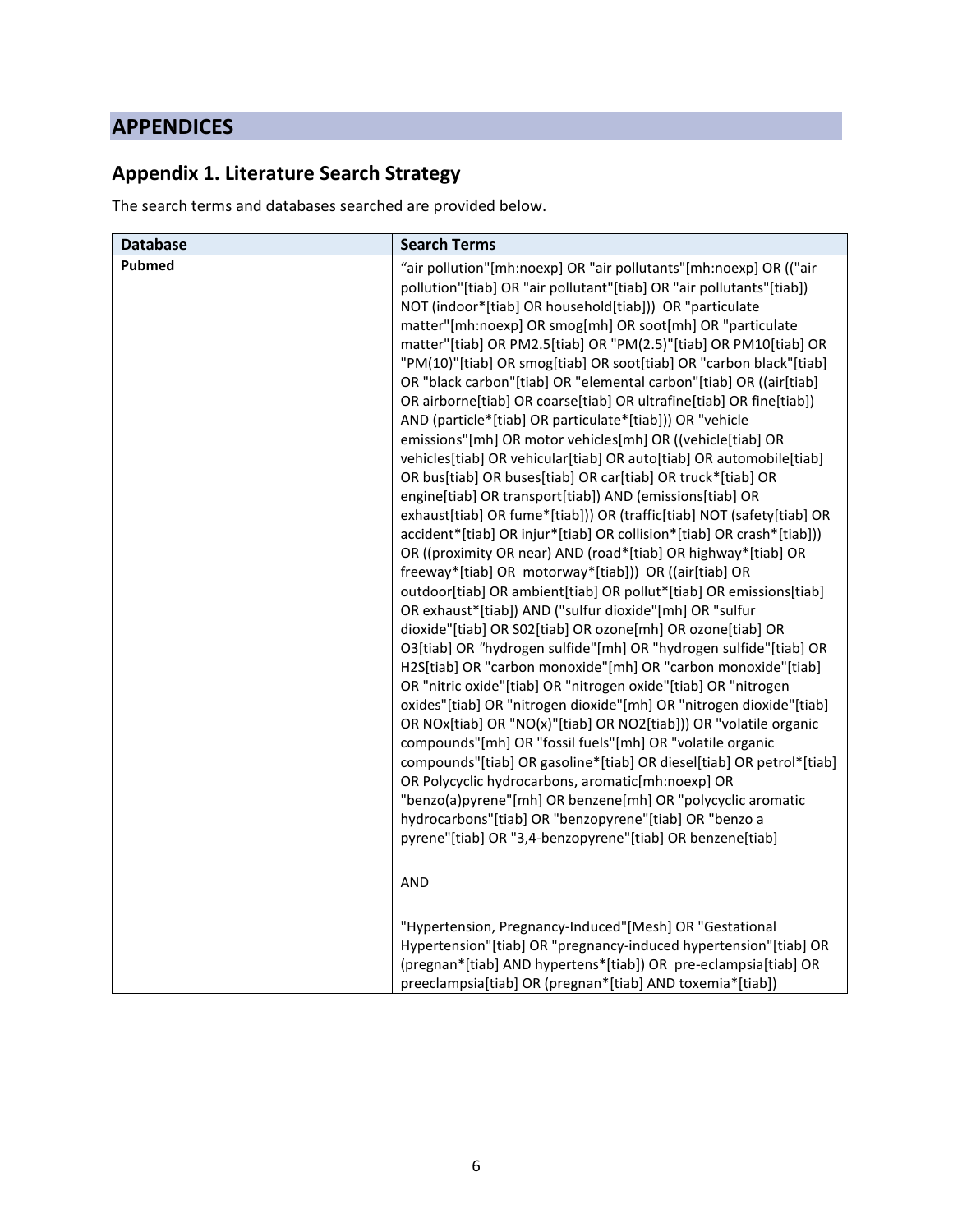# APPENDICES

## Appendix 1. Literature Search Strategy

The search terms and databases searched are provided below.

| Database | Search Terms |
|---|---|
| **Pubmed** | "air pollution"[mh:noexp] OR "air pollutants"[mh:noexp] OR (("air pollution"[tiab] OR "air pollutant"[tiab] OR "air pollutants"[tiab]) NOT (indoor*[tiab] OR household[tiab])) OR "particulate matter"[mh:noexp] OR smog[mh] OR soot[mh] OR "particulate matter"[tiab] OR PM2.5[tiab] OR "PM(2.5)"[tiab] OR PM10[tiab] OR "PM(10)"[tiab] OR smog[tiab] OR soot[tiab] OR "carbon black"[tiab] OR "black carbon"[tiab] OR "elemental carbon"[tiab] OR ((air[tiab] OR airborne[tiab] OR coarse[tiab] OR ultrafine[tiab] OR fine[tiab]) AND (particle*[tiab] OR particulate*[tiab])) OR "vehicle emissions"[mh] OR motor vehicles[mh] OR ((vehicle[tiab] OR vehicles[tiab] OR vehicular[tiab] OR auto[tiab] OR automobile[tiab] OR bus[tiab] OR buses[tiab] OR car[tiab] OR truck*[tiab] OR engine[tiab] OR transport[tiab]) AND (emissions[tiab] OR exhaust[tiab] OR fume*[tiab])) OR (traffic[tiab] NOT (safety[tiab] OR accident*[tiab] OR injur*[tiab] OR collision*[tiab] OR crash*[tiab])) OR ((proximity OR near) AND (road*[tiab] OR highway*[tiab] OR freeway*[tiab] OR motorway*[tiab])) OR ((air[tiab] OR outdoor[tiab] OR ambient[tiab] OR pollut*[tiab] OR emissions[tiab] OR exhaust*[tiab]) AND ("sulfur dioxide"[mh] OR "sulfur dioxide"[tiab] OR S02[tiab] OR ozone[mh] OR ozone[tiab] OR O3[tiab] OR "hydrogen sulfide"[mh] OR "hydrogen sulfide"[tiab] OR H2S[tiab] OR "carbon monoxide"[mh] OR "carbon monoxide"[tiab] OR "nitric oxide"[tiab] OR "nitrogen oxide"[tiab] OR "nitrogen oxides"[tiab] OR "nitrogen dioxide"[mh] OR "nitrogen dioxide"[tiab] OR NOx[tiab] OR "NO(x)"[tiab] OR NO2[tiab])) OR "volatile organic compounds"[mh] OR "fossil fuels"[mh] OR "volatile organic compounds"[tiab] OR gasoline*[tiab] OR diesel[tiab] OR petrol*[tiab] OR Polycyclic hydrocarbons, aromatic[mh:noexp] OR "benzo(a)pyrene"[mh] OR benzene[mh] OR "polycyclic aromatic hydrocarbons"[tiab] OR "benzopyrene"[tiab] OR "benzo a pyrene"[tiab] OR "3,4-benzopyrene"[tiab] OR benzene[tiab]<br><br>AND<br><br>"Hypertension, Pregnancy-Induced"[Mesh] OR "Gestational Hypertension"[tiab] OR "pregnancy-induced hypertension"[tiab] OR (pregnan*[tiab] AND hypertens*[tiab]) OR pre-eclampsia[tiab] OR preeclampsia[tiab] OR (pregnan*[tiab] AND toxemia*[tiab]) |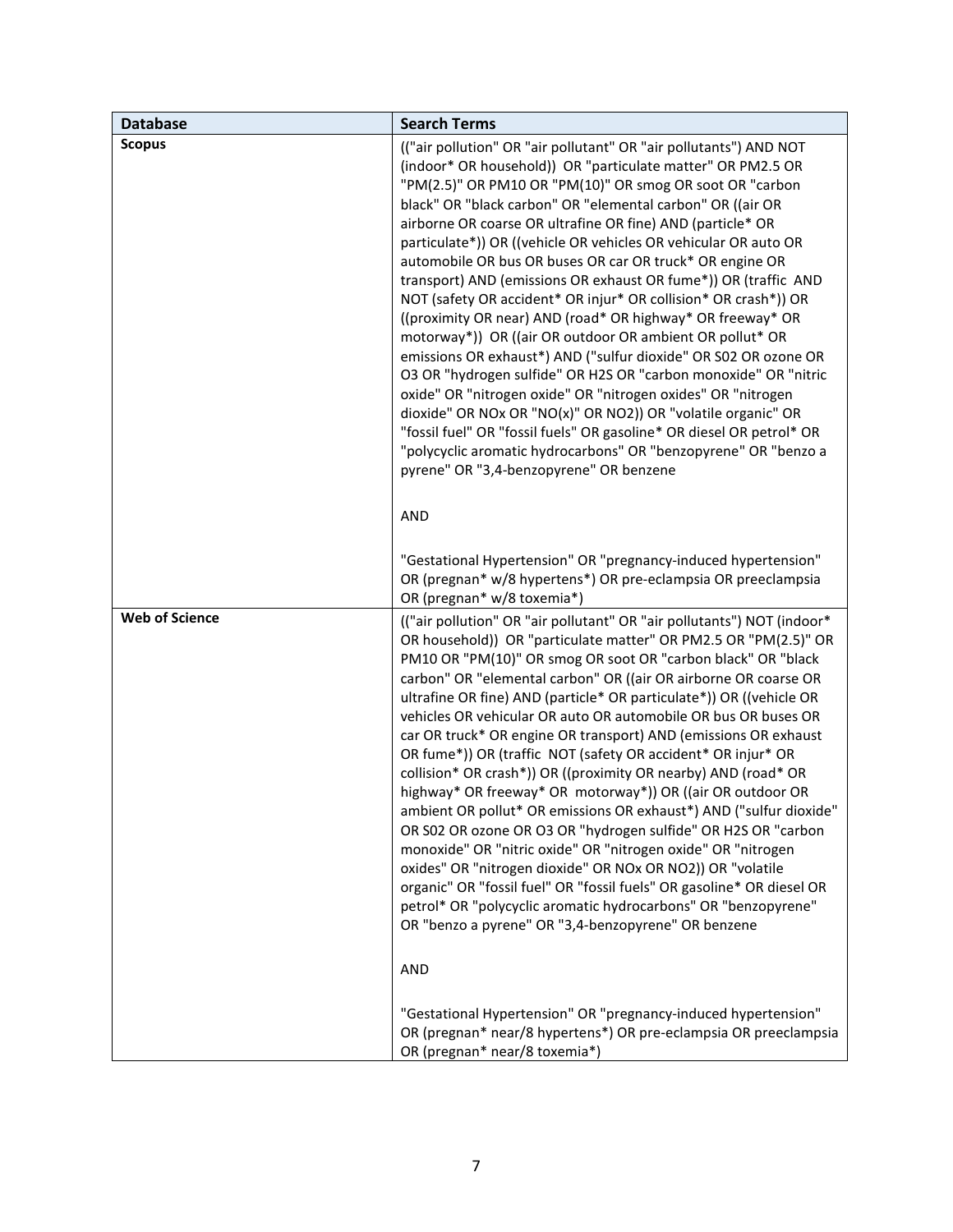| **Database** | **Search Terms** |
|---|---|
| **Scopus** | (("air pollution" OR "air pollutant" OR "air pollutants") AND NOT (indoor* OR household)) OR "particulate matter" OR PM2.5 OR "PM(2.5)" OR PM10 OR "PM(10)" OR smog OR soot OR "carbon black" OR "black carbon" OR "elemental carbon" OR ((air OR airborne OR coarse OR ultrafine OR fine) AND (particle* OR particulate*)) OR ((vehicle OR vehicles OR vehicular OR auto OR automobile OR bus OR buses OR car OR truck* OR engine OR transport) AND (emissions OR exhaust OR fume*)) OR (traffic AND NOT (safety OR accident* OR injur* OR collision* OR crash*)) OR ((proximity OR near) AND (road* OR highway* OR freeway* OR motorway*)) OR ((air OR outdoor OR ambient OR pollut* OR emissions OR exhaust*) AND ("sulfur dioxide" OR S02 OR ozone OR O3 OR "hydrogen sulfide" OR H2S OR "carbon monoxide" OR "nitric oxide" OR "nitrogen oxide" OR "nitrogen oxides" OR "nitrogen dioxide" OR NOx OR "NO(x)" OR NO2)) OR "volatile organic" OR "fossil fuel" OR "fossil fuels" OR gasoline* OR diesel OR petrol* OR "polycyclic aromatic hydrocarbons" OR "benzopyrene" OR "benzo a pyrene" OR "3,4-benzopyrene" OR benzene<br><br>AND<br><br>"Gestational Hypertension" OR "pregnancy-induced hypertension" OR (pregnan* w/8 hypertens*) OR pre-eclampsia OR preeclampsia OR (pregnan* w/8 toxemia*) |
| **Web of Science** | (("air pollution" OR "air pollutant" OR "air pollutants") NOT (indoor* OR household)) OR "particulate matter" OR PM2.5 OR "PM(2.5)" OR PM10 OR "PM(10)" OR smog OR soot OR "carbon black" OR "black carbon" OR "elemental carbon" OR ((air OR airborne OR coarse OR ultrafine OR fine) AND (particle* OR particulate*)) OR ((vehicle OR vehicles OR vehicular OR auto OR automobile OR bus OR buses OR car OR truck* OR engine OR transport) AND (emissions OR exhaust OR fume*)) OR (traffic NOT (safety OR accident* OR injur* OR collision* OR crash*)) OR ((proximity OR nearby) AND (road* OR highway* OR freeway* OR motorway*)) OR ((air OR outdoor OR ambient OR pollut* OR emissions OR exhaust*) AND ("sulfur dioxide" OR S02 OR ozone OR O3 OR "hydrogen sulfide" OR H2S OR "carbon monoxide" OR "nitric oxide" OR "nitrogen oxide" OR "nitrogen oxides" OR "nitrogen dioxide" OR NOx OR NO2)) OR "volatile organic" OR "fossil fuel" OR "fossil fuels" OR gasoline* OR diesel OR petrol* OR "polycyclic aromatic hydrocarbons" OR "benzopyrene" OR "benzo a pyrene" OR "3,4-benzopyrene" OR benzene<br><br>AND<br><br>"Gestational Hypertension" OR "pregnancy-induced hypertension" OR (pregnan* near/8 hypertens*) OR pre-eclampsia OR preeclampsia OR (pregnan* near/8 toxemia*) |